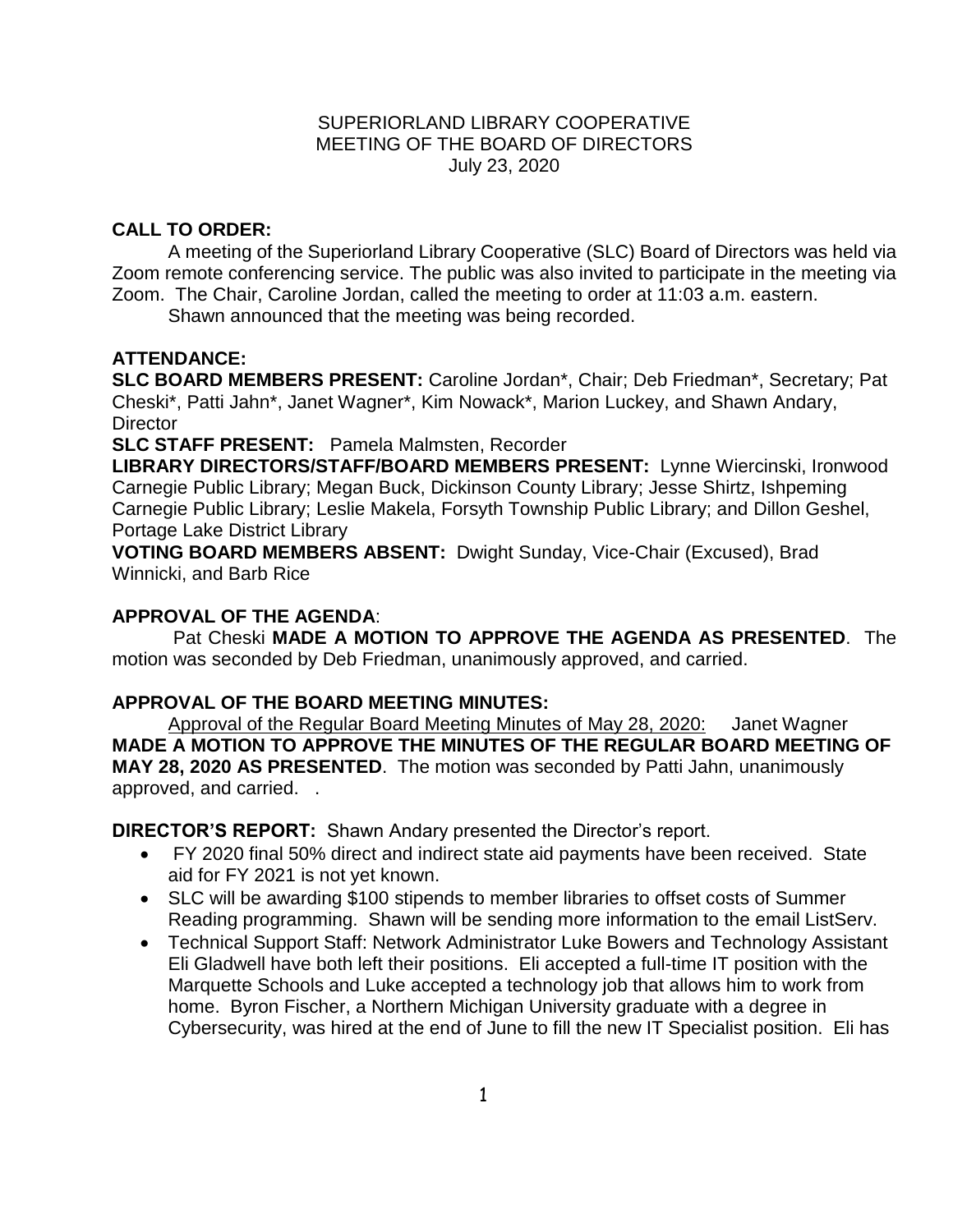SUPERIORLAND LIBRARY COOPERATIVE
MEETING OF THE BOARD OF DIRECTORS
July 23, 2020

**CALL TO ORDER:**

A meeting of the Superiorland Library Cooperative (SLC) Board of Directors was held via Zoom remote conferencing service. The public was also invited to participate in the meeting via Zoom. The Chair, Caroline Jordan, called the meeting to order at 11:03 a.m. eastern.

Shawn announced that the meeting was being recorded.

**ATTENDANCE:**

**SLC BOARD MEMBERS PRESENT:** Caroline Jordan*, Chair; Deb Friedman*, Secretary; Pat Cheski*, Patti Jahn*, Janet Wagner*, Kim Nowack*, Marion Luckey, and Shawn Andary, Director

**SLC STAFF PRESENT:** Pamela Malmsten, Recorder

**LIBRARY DIRECTORS/STAFF/BOARD MEMBERS PRESENT:** Lynne Wiercinski, Ironwood Carnegie Public Library; Megan Buck, Dickinson County Library; Jesse Shirtz, Ishpeming Carnegie Public Library; Leslie Makela, Forsyth Township Public Library; and Dillon Geshel, Portage Lake District Library

**VOTING BOARD MEMBERS ABSENT:** Dwight Sunday, Vice-Chair (Excused), Brad Winnicki, and Barb Rice

**APPROVAL OF THE AGENDA**:

Pat Cheski **MADE A MOTION TO APPROVE THE AGENDA AS PRESENTED**. The motion was seconded by Deb Friedman, unanimously approved, and carried.

**APPROVAL OF THE BOARD MEETING MINUTES:**

Approval of the Regular Board Meeting Minutes of May 28, 2020: Janet Wagner **MADE A MOTION TO APPROVE THE MINUTES OF THE REGULAR BOARD MEETING OF MAY 28, 2020 AS PRESENTED**. The motion was seconded by Patti Jahn, unanimously approved, and carried. .

**DIRECTOR'S REPORT:** Shawn Andary presented the Director's report.

- FY 2020 final 50% direct and indirect state aid payments have been received. State aid for FY 2021 is not yet known.
- SLC will be awarding $100 stipends to member libraries to offset costs of Summer Reading programming. Shawn will be sending more information to the email ListServ.
- Technical Support Staff: Network Administrator Luke Bowers and Technology Assistant Eli Gladwell have both left their positions. Eli accepted a full-time IT position with the Marquette Schools and Luke accepted a technology job that allows him to work from home. Byron Fischer, a Northern Michigan University graduate with a degree in Cybersecurity, was hired at the end of June to fill the new IT Specialist position. Eli has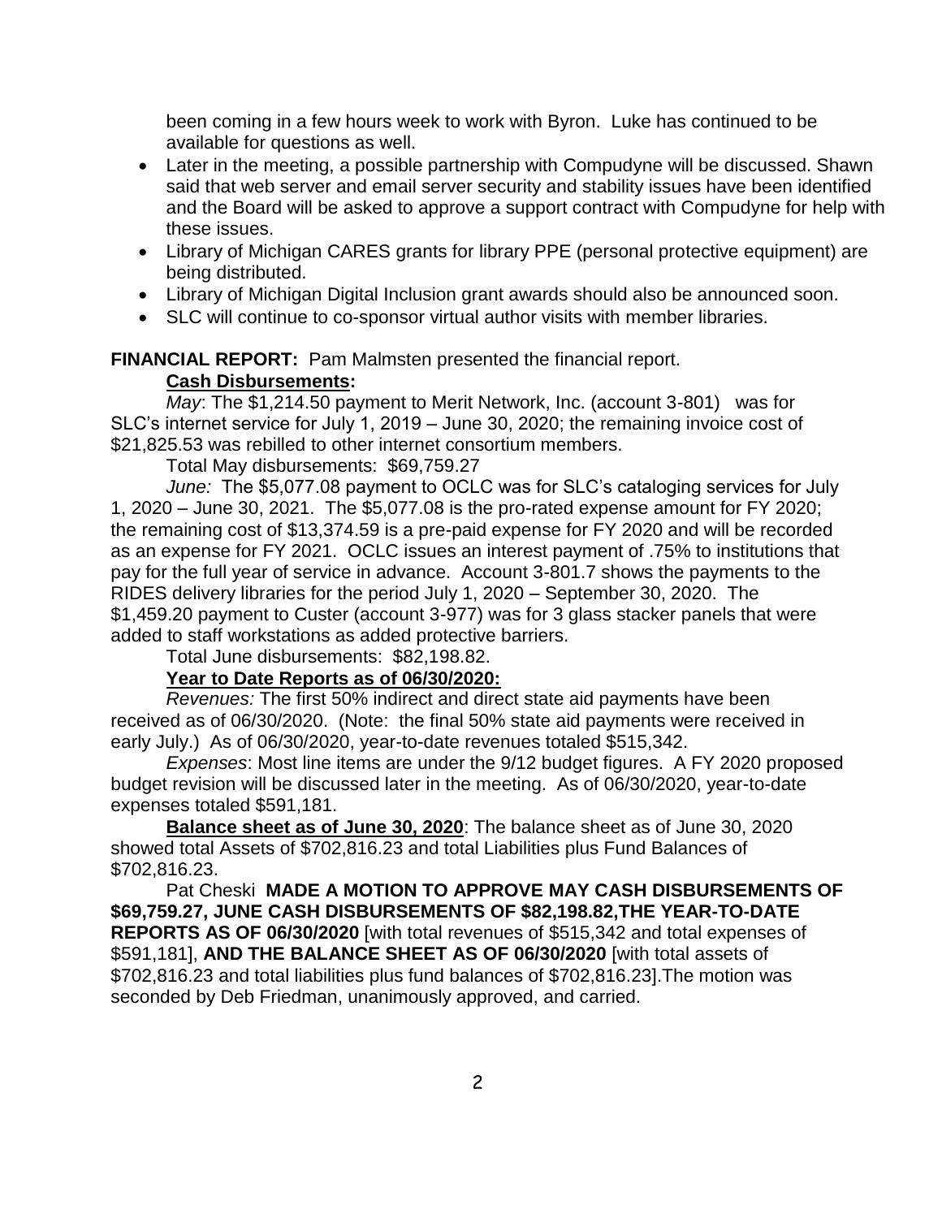been coming in a few hours week to work with Byron. Luke has continued to be available for questions as well.

- Later in the meeting, a possible partnership with Compudyne will be discussed. Shawn said that web server and email server security and stability issues have been identified and the Board will be asked to approve a support contract with Compudyne for help with these issues.
- Library of Michigan CARES grants for library PPE (personal protective equipment) are being distributed.
- Library of Michigan Digital Inclusion grant awards should also be announced soon.
- SLC will continue to co-sponsor virtual author visits with member libraries.

**FINANCIAL REPORT:** Pam Malmsten presented the financial report.

**Cash Disbursements:**

*May*: The $1,214.50 payment to Merit Network, Inc. (account 3-801) was for SLC's internet service for July 1, 2019 – June 30, 2020; the remaining invoice cost of $21,825.53 was rebilled to other internet consortium members.

Total May disbursements: $69,759.27

*June:* The $5,077.08 payment to OCLC was for SLC's cataloging services for July 1, 2020 – June 30, 2021. The $5,077.08 is the pro-rated expense amount for FY 2020; the remaining cost of $13,374.59 is a pre-paid expense for FY 2020 and will be recorded as an expense for FY 2021. OCLC issues an interest payment of .75% to institutions that pay for the full year of service in advance. Account 3-801.7 shows the payments to the RIDES delivery libraries for the period July 1, 2020 – September 30, 2020. The $1,459.20 payment to Custer (account 3-977) was for 3 glass stacker panels that were added to staff workstations as added protective barriers.

Total June disbursements: $82,198.82.

**Year to Date Reports as of 06/30/2020:**

*Revenues:* The first 50% indirect and direct state aid payments have been received as of 06/30/2020. (Note: the final 50% state aid payments were received in early July.) As of 06/30/2020, year-to-date revenues totaled $515,342.

*Expenses*: Most line items are under the 9/12 budget figures. A FY 2020 proposed budget revision will be discussed later in the meeting. As of 06/30/2020, year-to-date expenses totaled $591,181.

**Balance sheet as of June 30, 2020**: The balance sheet as of June 30, 2020 showed total Assets of $702,816.23 and total Liabilities plus Fund Balances of $702,816.23.

Pat Cheski **MADE A MOTION TO APPROVE MAY CASH DISBURSEMENTS OF $69,759.27, JUNE CASH DISBURSEMENTS OF $82,198.82,THE YEAR-TO-DATE REPORTS AS OF 06/30/2020** [with total revenues of $515,342 and total expenses of $591,181], **AND THE BALANCE SHEET AS OF 06/30/2020** [with total assets of $702,816.23 and total liabilities plus fund balances of $702,816.23].The motion was seconded by Deb Friedman, unanimously approved, and carried.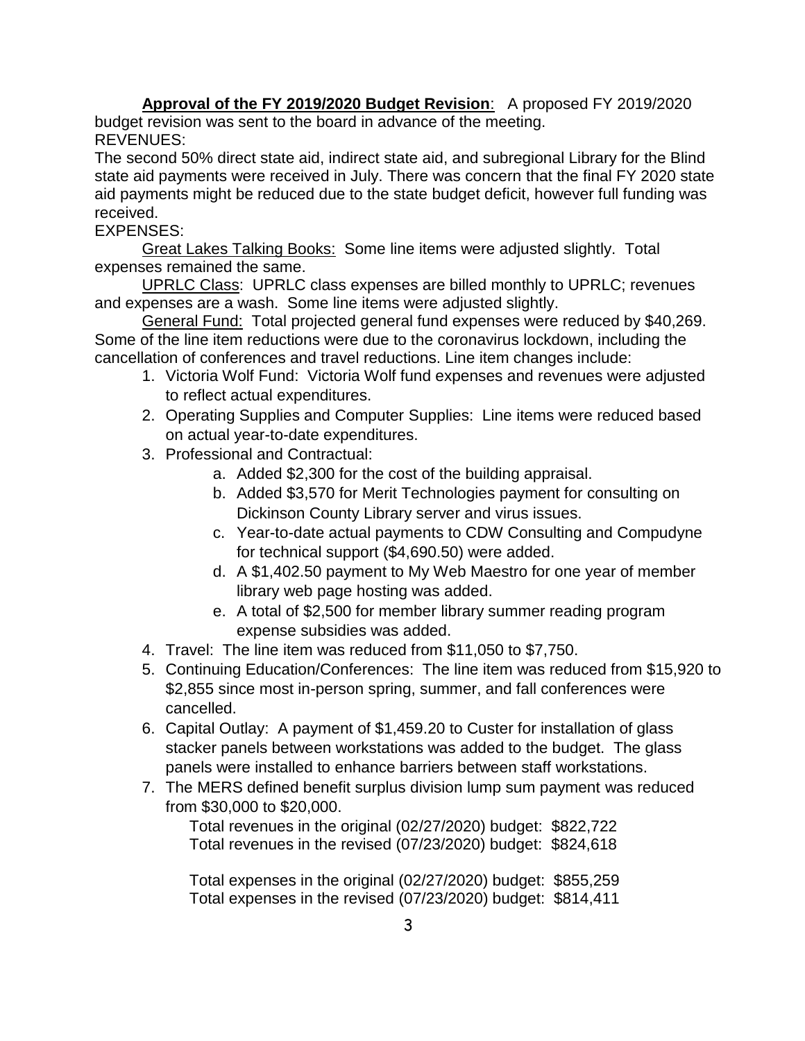**Approval of the FY 2019/2020 Budget Revision**: A proposed FY 2019/2020 budget revision was sent to the board in advance of the meeting.

REVENUES:

The second 50% direct state aid, indirect state aid, and subregional Library for the Blind state aid payments were received in July. There was concern that the final FY 2020 state aid payments might be reduced due to the state budget deficit, however full funding was received.

EXPENSES:

Great Lakes Talking Books: Some line items were adjusted slightly. Total expenses remained the same.

UPRLC Class: UPRLC class expenses are billed monthly to UPRLC; revenues and expenses are a wash. Some line items were adjusted slightly.

General Fund: Total projected general fund expenses were reduced by $40,269. Some of the line item reductions were due to the coronavirus lockdown, including the cancellation of conferences and travel reductions. Line item changes include:

1. Victoria Wolf Fund: Victoria Wolf fund expenses and revenues were adjusted to reflect actual expenditures.
2. Operating Supplies and Computer Supplies: Line items were reduced based on actual year-to-date expenditures.
3. Professional and Contractual:
    a. Added $2,300 for the cost of the building appraisal.
    b. Added $3,570 for Merit Technologies payment for consulting on Dickinson County Library server and virus issues.
    c. Year-to-date actual payments to CDW Consulting and Compudyne for technical support ($4,690.50) were added.
    d. A $1,402.50 payment to My Web Maestro for one year of member library web page hosting was added.
    e. A total of $2,500 for member library summer reading program expense subsidies was added.
4. Travel: The line item was reduced from $11,050 to $7,750.
5. Continuing Education/Conferences: The line item was reduced from $15,920 to $2,855 since most in-person spring, summer, and fall conferences were cancelled.
6. Capital Outlay: A payment of $1,459.20 to Custer for installation of glass stacker panels between workstations was added to the budget. The glass panels were installed to enhance barriers between staff workstations.
7. The MERS defined benefit surplus division lump sum payment was reduced from $30,000 to $20,000.

Total revenues in the original (02/27/2020) budget: $822,722
Total revenues in the revised (07/23/2020) budget: $824,618

Total expenses in the original (02/27/2020) budget: $855,259
Total expenses in the revised (07/23/2020) budget: $814,411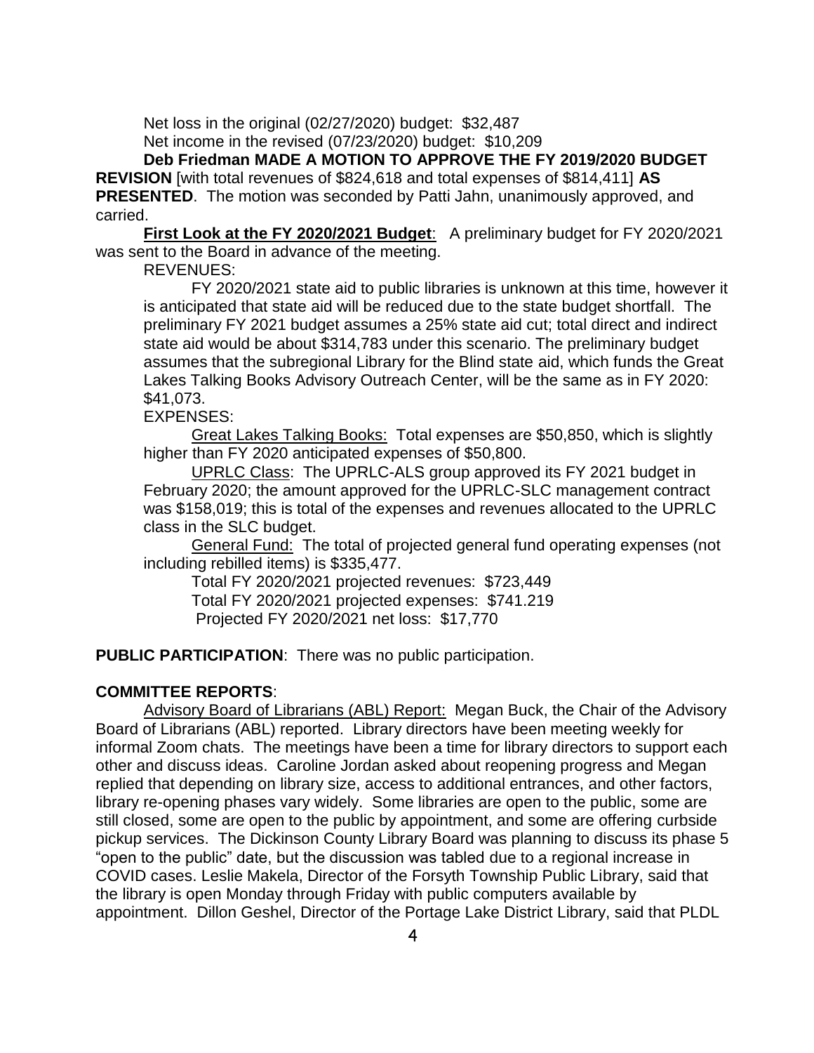Net loss in the original (02/27/2020) budget: $32,487

Net income in the revised (07/23/2020) budget: $10,209

**Deb Friedman MADE A MOTION TO APPROVE THE FY 2019/2020 BUDGET REVISION** [with total revenues of $824,618 and total expenses of $814,411] **AS PRESENTED**. The motion was seconded by Patti Jahn, unanimously approved, and carried.

**<u>First Look at the FY 2020/2021 Budget</u>**: A preliminary budget for FY 2020/2021 was sent to the Board in advance of the meeting.

REVENUES:

FY 2020/2021 state aid to public libraries is unknown at this time, however it is anticipated that state aid will be reduced due to the state budget shortfall. The preliminary FY 2021 budget assumes a 25% state aid cut; total direct and indirect state aid would be about $314,783 under this scenario. The preliminary budget assumes that the subregional Library for the Blind state aid, which funds the Great Lakes Talking Books Advisory Outreach Center, will be the same as in FY 2020: $41,073.

EXPENSES:

<u>Great Lakes Talking Books:</u> Total expenses are $50,850, which is slightly higher than FY 2020 anticipated expenses of $50,800.

<u>UPRLC Class</u>: The UPRLC-ALS group approved its FY 2021 budget in February 2020; the amount approved for the UPRLC-SLC management contract was $158,019; this is total of the expenses and revenues allocated to the UPRLC class in the SLC budget.

<u>General Fund:</u> The total of projected general fund operating expenses (not including rebilled items) is $335,477.

Total FY 2020/2021 projected revenues: $723,449

Total FY 2020/2021 projected expenses: $741.219

Projected FY 2020/2021 net loss: $17,770

**PUBLIC PARTICIPATION**: There was no public participation.

**COMMITTEE REPORTS**:

<u>Advisory Board of Librarians (ABL) Report:</u> Megan Buck, the Chair of the Advisory Board of Librarians (ABL) reported. Library directors have been meeting weekly for informal Zoom chats. The meetings have been a time for library directors to support each other and discuss ideas. Caroline Jordan asked about reopening progress and Megan replied that depending on library size, access to additional entrances, and other factors, library re-opening phases vary widely. Some libraries are open to the public, some are still closed, some are open to the public by appointment, and some are offering curbside pickup services. The Dickinson County Library Board was planning to discuss its phase 5 "open to the public" date, but the discussion was tabled due to a regional increase in COVID cases. Leslie Makela, Director of the Forsyth Township Public Library, said that the library is open Monday through Friday with public computers available by appointment. Dillon Geshel, Director of the Portage Lake District Library, said that PLDL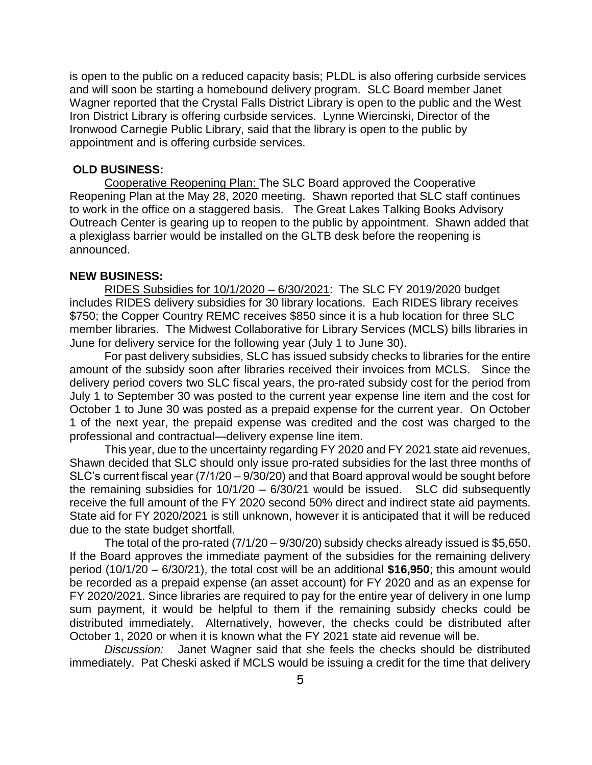is open to the public on a reduced capacity basis; PLDL is also offering curbside services and will soon be starting a homebound delivery program. SLC Board member Janet Wagner reported that the Crystal Falls District Library is open to the public and the West Iron District Library is offering curbside services. Lynne Wiercinski, Director of the Ironwood Carnegie Public Library, said that the library is open to the public by appointment and is offering curbside services.

**OLD BUSINESS:**

Cooperative Reopening Plan: The SLC Board approved the Cooperative Reopening Plan at the May 28, 2020 meeting. Shawn reported that SLC staff continues to work in the office on a staggered basis. The Great Lakes Talking Books Advisory Outreach Center is gearing up to reopen to the public by appointment. Shawn added that a plexiglass barrier would be installed on the GLTB desk before the reopening is announced.

**NEW BUSINESS:**

RIDES Subsidies for 10/1/2020 – 6/30/2021: The SLC FY 2019/2020 budget includes RIDES delivery subsidies for 30 library locations. Each RIDES library receives \$750; the Copper Country REMC receives \$850 since it is a hub location for three SLC member libraries. The Midwest Collaborative for Library Services (MCLS) bills libraries in June for delivery service for the following year (July 1 to June 30).

For past delivery subsidies, SLC has issued subsidy checks to libraries for the entire amount of the subsidy soon after libraries received their invoices from MCLS. Since the delivery period covers two SLC fiscal years, the pro-rated subsidy cost for the period from July 1 to September 30 was posted to the current year expense line item and the cost for October 1 to June 30 was posted as a prepaid expense for the current year. On October 1 of the next year, the prepaid expense was credited and the cost was charged to the professional and contractual—delivery expense line item.

This year, due to the uncertainty regarding FY 2020 and FY 2021 state aid revenues, Shawn decided that SLC should only issue pro-rated subsidies for the last three months of SLC's current fiscal year (7/1/20 – 9/30/20) and that Board approval would be sought before the remaining subsidies for 10/1/20 – 6/30/21 would be issued. SLC did subsequently receive the full amount of the FY 2020 second 50% direct and indirect state aid payments. State aid for FY 2020/2021 is still unknown, however it is anticipated that it will be reduced due to the state budget shortfall.

The total of the pro-rated (7/1/20 – 9/30/20) subsidy checks already issued is \$5,650. If the Board approves the immediate payment of the subsidies for the remaining delivery period (10/1/20 – 6/30/21), the total cost will be an additional **\$16,950**; this amount would be recorded as a prepaid expense (an asset account) for FY 2020 and as an expense for FY 2020/2021. Since libraries are required to pay for the entire year of delivery in one lump sum payment, it would be helpful to them if the remaining subsidy checks could be distributed immediately. Alternatively, however, the checks could be distributed after October 1, 2020 or when it is known what the FY 2021 state aid revenue will be.

*Discussion:* Janet Wagner said that she feels the checks should be distributed immediately. Pat Cheski asked if MCLS would be issuing a credit for the time that delivery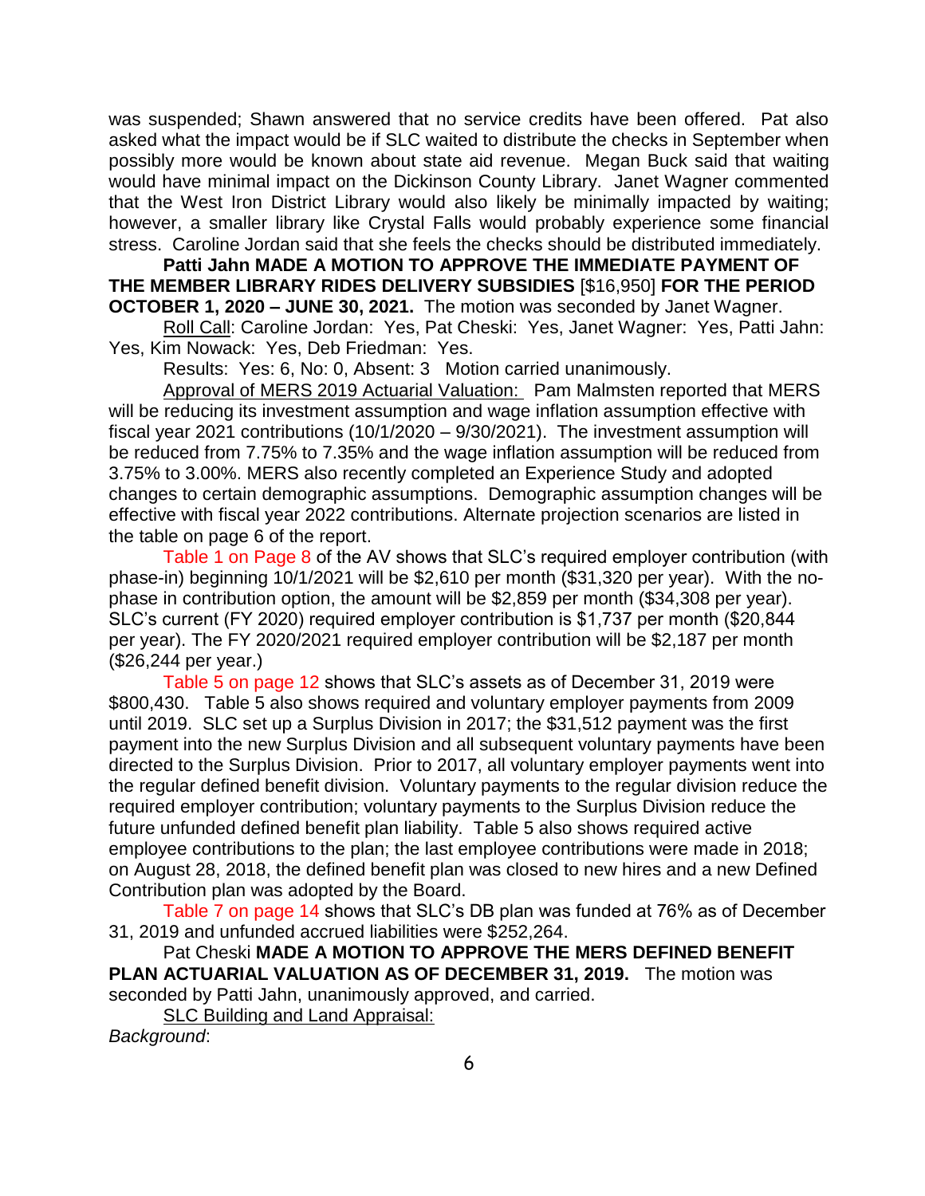was suspended; Shawn answered that no service credits have been offered. Pat also asked what the impact would be if SLC waited to distribute the checks in September when possibly more would be known about state aid revenue. Megan Buck said that waiting would have minimal impact on the Dickinson County Library. Janet Wagner commented that the West Iron District Library would also likely be minimally impacted by waiting; however, a smaller library like Crystal Falls would probably experience some financial stress. Caroline Jordan said that she feels the checks should be distributed immediately.

**Patti Jahn MADE A MOTION TO APPROVE THE IMMEDIATE PAYMENT OF THE MEMBER LIBRARY RIDES DELIVERY SUBSIDIES** [$16,950] **FOR THE PERIOD OCTOBER 1, 2020 – JUNE 30, 2021.** The motion was seconded by Janet Wagner.

Roll Call: Caroline Jordan: Yes, Pat Cheski: Yes, Janet Wagner: Yes, Patti Jahn: Yes, Kim Nowack: Yes, Deb Friedman: Yes.

Results: Yes: 6, No: 0, Absent: 3 Motion carried unanimously.

Approval of MERS 2019 Actuarial Valuation: Pam Malmsten reported that MERS will be reducing its investment assumption and wage inflation assumption effective with fiscal year 2021 contributions (10/1/2020 – 9/30/2021). The investment assumption will be reduced from 7.75% to 7.35% and the wage inflation assumption will be reduced from 3.75% to 3.00%. MERS also recently completed an Experience Study and adopted changes to certain demographic assumptions. Demographic assumption changes will be effective with fiscal year 2022 contributions. Alternate projection scenarios are listed in the table on page 6 of the report.

Table 1 on Page 8 of the AV shows that SLC's required employer contribution (with phase-in) beginning 10/1/2021 will be $2,610 per month ($31,320 per year). With the no-phase in contribution option, the amount will be $2,859 per month ($34,308 per year). SLC's current (FY 2020) required employer contribution is $1,737 per month ($20,844 per year). The FY 2020/2021 required employer contribution will be $2,187 per month ($26,244 per year.)

Table 5 on page 12 shows that SLC's assets as of December 31, 2019 were $800,430. Table 5 also shows required and voluntary employer payments from 2009 until 2019. SLC set up a Surplus Division in 2017; the $31,512 payment was the first payment into the new Surplus Division and all subsequent voluntary payments have been directed to the Surplus Division. Prior to 2017, all voluntary employer payments went into the regular defined benefit division. Voluntary payments to the regular division reduce the required employer contribution; voluntary payments to the Surplus Division reduce the future unfunded defined benefit plan liability. Table 5 also shows required active employee contributions to the plan; the last employee contributions were made in 2018; on August 28, 2018, the defined benefit plan was closed to new hires and a new Defined Contribution plan was adopted by the Board.

Table 7 on page 14 shows that SLC's DB plan was funded at 76% as of December 31, 2019 and unfunded accrued liabilities were $252,264.

Pat Cheski **MADE A MOTION TO APPROVE THE MERS DEFINED BENEFIT PLAN ACTUARIAL VALUATION AS OF DECEMBER 31, 2019.** The motion was seconded by Patti Jahn, unanimously approved, and carried.

SLC Building and Land Appraisal:

*Background*: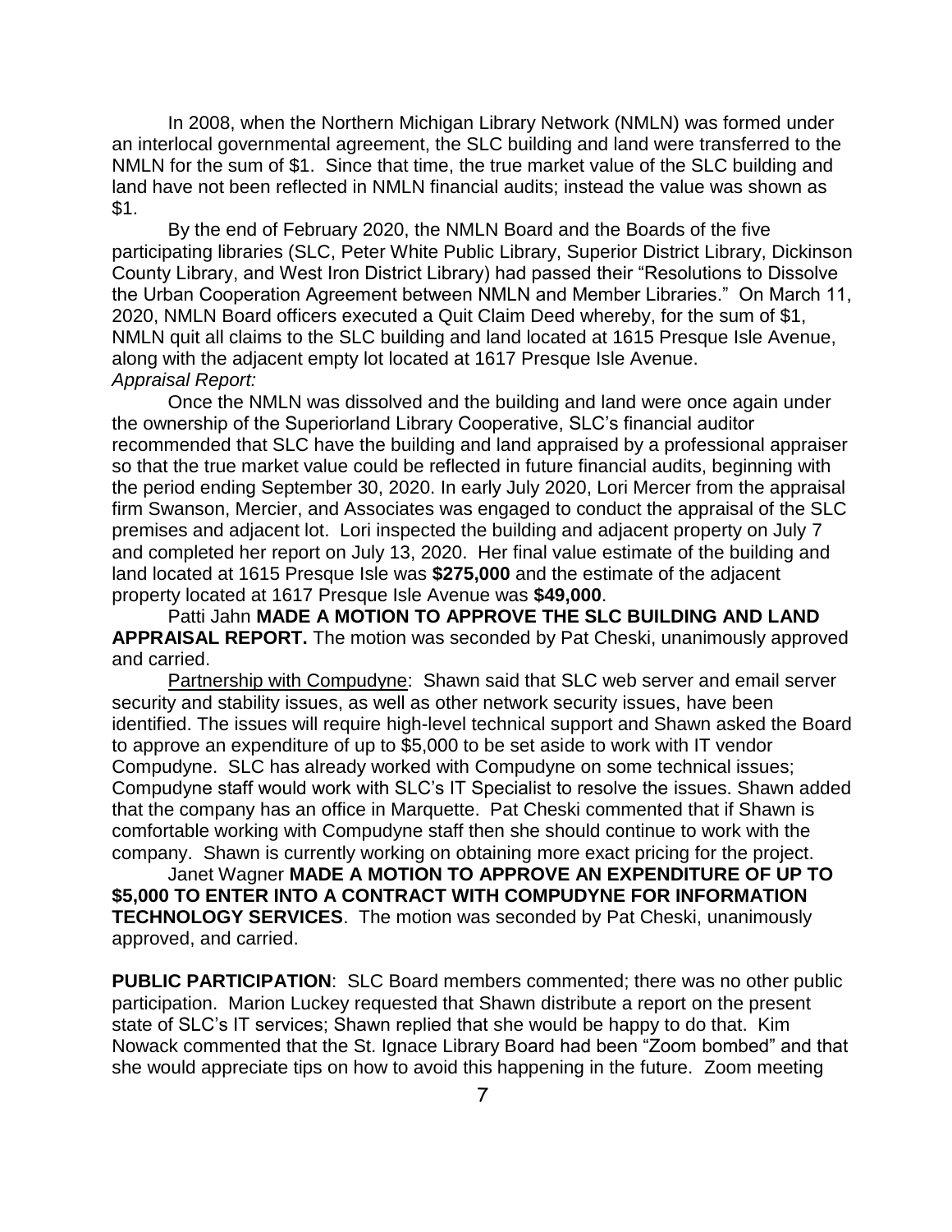In 2008, when the Northern Michigan Library Network (NMLN) was formed under an interlocal governmental agreement, the SLC building and land were transferred to the NMLN for the sum of $1. Since that time, the true market value of the SLC building and land have not been reflected in NMLN financial audits; instead the value was shown as $1.

By the end of February 2020, the NMLN Board and the Boards of the five participating libraries (SLC, Peter White Public Library, Superior District Library, Dickinson County Library, and West Iron District Library) had passed their "Resolutions to Dissolve the Urban Cooperation Agreement between NMLN and Member Libraries." On March 11, 2020, NMLN Board officers executed a Quit Claim Deed whereby, for the sum of $1, NMLN quit all claims to the SLC building and land located at 1615 Presque Isle Avenue, along with the adjacent empty lot located at 1617 Presque Isle Avenue.

*Appraisal Report:*

Once the NMLN was dissolved and the building and land were once again under the ownership of the Superiorland Library Cooperative, SLC's financial auditor recommended that SLC have the building and land appraised by a professional appraiser so that the true market value could be reflected in future financial audits, beginning with the period ending September 30, 2020. In early July 2020, Lori Mercer from the appraisal firm Swanson, Mercier, and Associates was engaged to conduct the appraisal of the SLC premises and adjacent lot. Lori inspected the building and adjacent property on July 7 and completed her report on July 13, 2020. Her final value estimate of the building and land located at 1615 Presque Isle was **$275,000** and the estimate of the adjacent property located at 1617 Presque Isle Avenue was **$49,000**.

Patti Jahn **MADE A MOTION TO APPROVE THE SLC BUILDING AND LAND APPRAISAL REPORT.** The motion was seconded by Pat Cheski, unanimously approved and carried.

Partnership with Compudyne: Shawn said that SLC web server and email server security and stability issues, as well as other network security issues, have been identified. The issues will require high-level technical support and Shawn asked the Board to approve an expenditure of up to $5,000 to be set aside to work with IT vendor Compudyne. SLC has already worked with Compudyne on some technical issues; Compudyne staff would work with SLC's IT Specialist to resolve the issues. Shawn added that the company has an office in Marquette. Pat Cheski commented that if Shawn is comfortable working with Compudyne staff then she should continue to work with the company. Shawn is currently working on obtaining more exact pricing for the project.

Janet Wagner **MADE A MOTION TO APPROVE AN EXPENDITURE OF UP TO $5,000 TO ENTER INTO A CONTRACT WITH COMPUDYNE FOR INFORMATION TECHNOLOGY SERVICES**. The motion was seconded by Pat Cheski, unanimously approved, and carried.

**PUBLIC PARTICIPATION**: SLC Board members commented; there was no other public participation. Marion Luckey requested that Shawn distribute a report on the present state of SLC's IT services; Shawn replied that she would be happy to do that. Kim Nowack commented that the St. Ignace Library Board had been "Zoom bombed" and that she would appreciate tips on how to avoid this happening in the future. Zoom meeting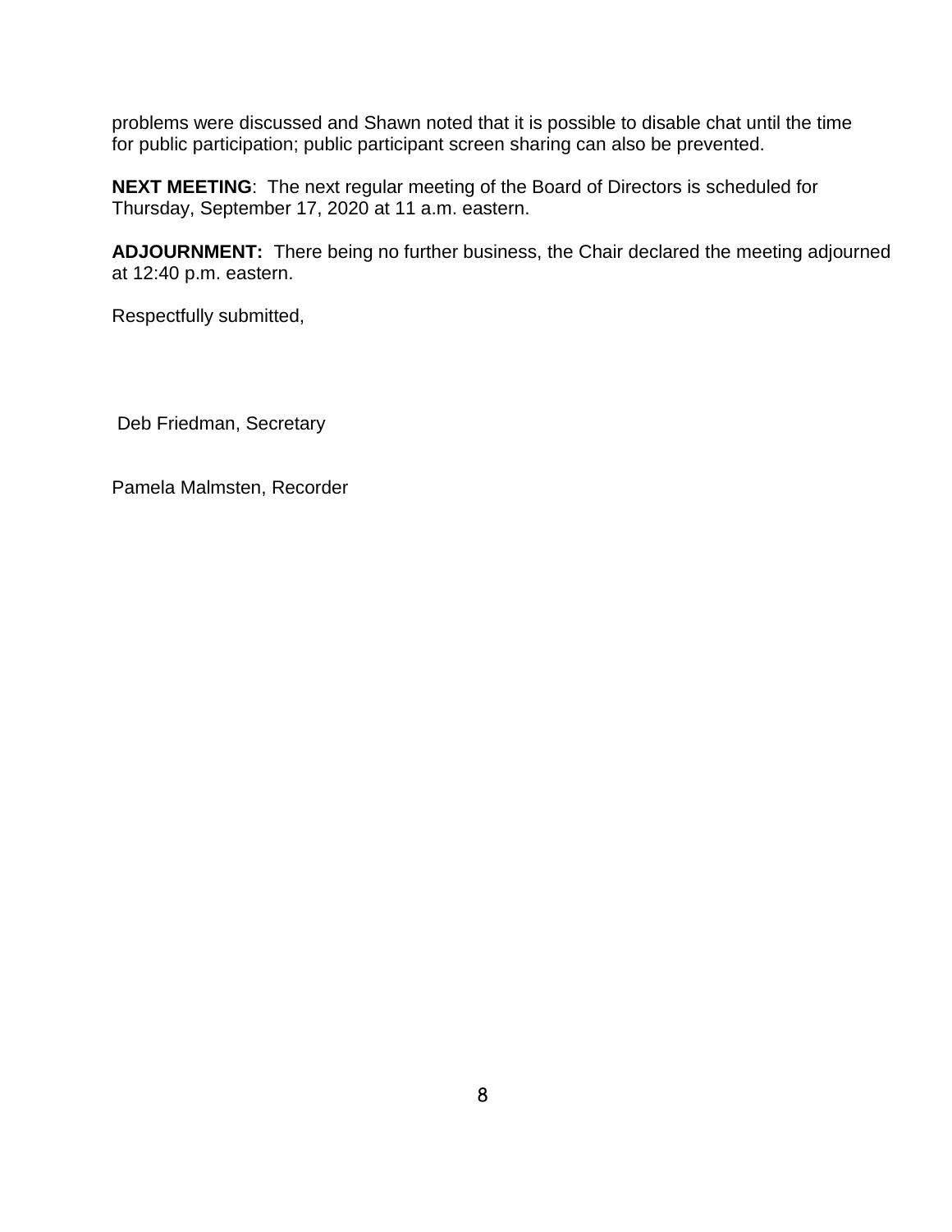problems were discussed and Shawn noted that it is possible to disable chat until the time for public participation; public participant screen sharing can also be prevented.

**NEXT MEETING**: The next regular meeting of the Board of Directors is scheduled for Thursday, September 17, 2020 at 11 a.m. eastern.

**ADJOURNMENT:** There being no further business, the Chair declared the meeting adjourned at 12:40 p.m. eastern.

Respectfully submitted,

Deb Friedman, Secretary

Pamela Malmsten, Recorder